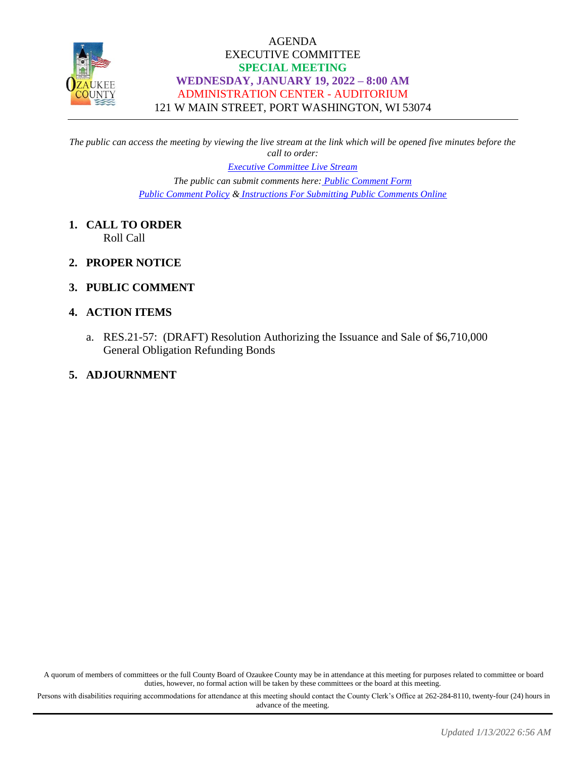# AGENDA
# EXECUTIVE COMMITTEE
## SPECIAL MEETING
## WEDNESDAY, JANUARY 19, 2022 – 8:00 AM
ADMINISTRATION CENTER - AUDITORIUM
121 W MAIN STREET, PORT WASHINGTON, WI 53074

---

*The public can access the meeting by viewing the live stream at the link which will be opened five minutes before the call to order:*

*Executive Committee Live Stream*

*The public can submit comments here: Public Comment Form*
*Public Comment Policy & Instructions For Submitting Public Comments Online*

1. **CALL TO ORDER**
   Roll Call

2. **PROPER NOTICE**

3. **PUBLIC COMMENT**

4. **ACTION ITEMS**

   a. RES.21-57: (DRAFT) Resolution Authorizing the Issuance and Sale of $6,710,000 General Obligation Refunding Bonds

5. **ADJOURNMENT**

A quorum of members of committees or the full County Board of Ozaukee County may be in attendance at this meeting for purposes related to committee or board duties, however, no formal action will be taken by these committees or the board at this meeting.

Persons with disabilities requiring accommodations for attendance at this meeting should contact the County Clerk's Office at 262-284-8110, twenty-four (24) hours in advance of the meeting.

*Updated 1/13/2022 6:56 AM*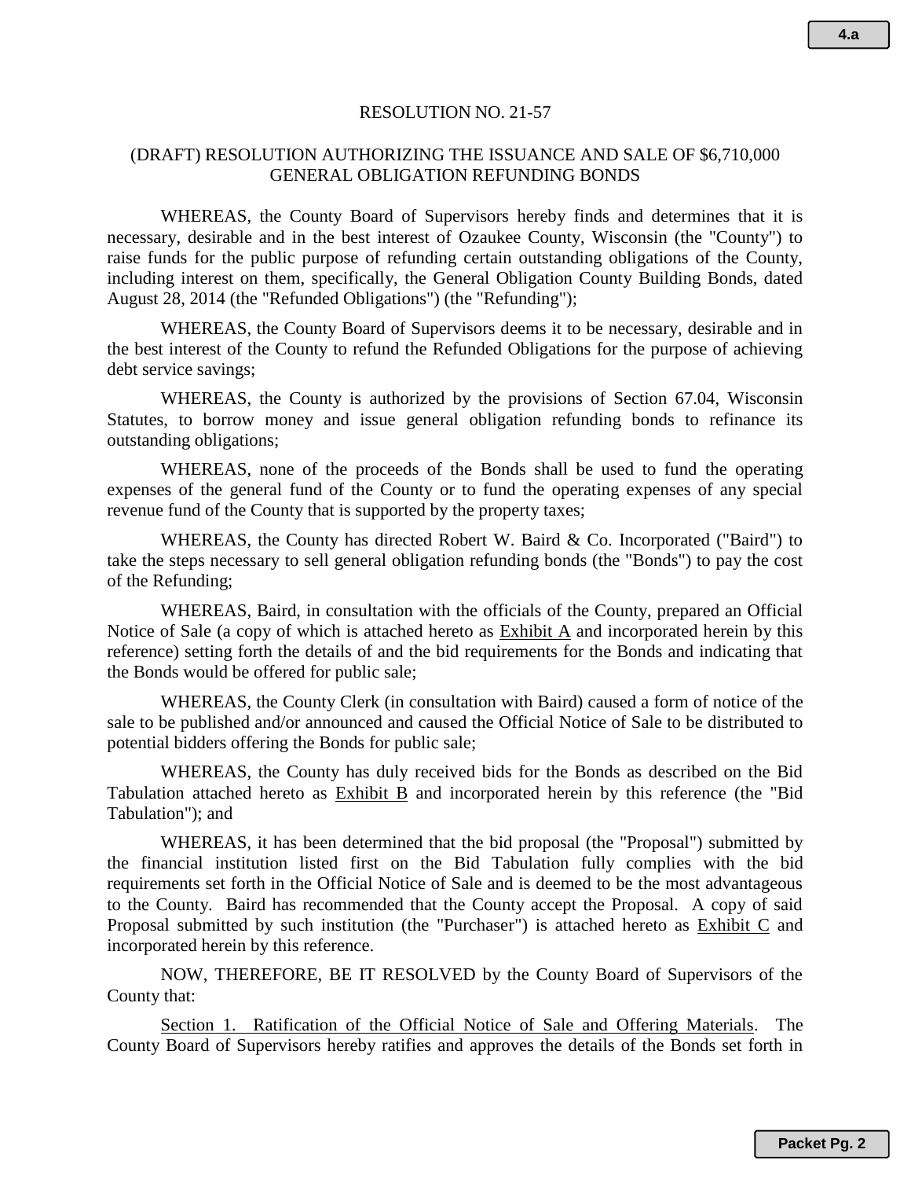RESOLUTION NO. 21-57

(DRAFT) RESOLUTION AUTHORIZING THE ISSUANCE AND SALE OF $6,710,000 GENERAL OBLIGATION REFUNDING BONDS

WHEREAS, the County Board of Supervisors hereby finds and determines that it is necessary, desirable and in the best interest of Ozaukee County, Wisconsin (the "County") to raise funds for the public purpose of refunding certain outstanding obligations of the County, including interest on them, specifically, the General Obligation County Building Bonds, dated August 28, 2014 (the "Refunded Obligations") (the "Refunding");

WHEREAS, the County Board of Supervisors deems it to be necessary, desirable and in the best interest of the County to refund the Refunded Obligations for the purpose of achieving debt service savings;

WHEREAS, the County is authorized by the provisions of Section 67.04, Wisconsin Statutes, to borrow money and issue general obligation refunding bonds to refinance its outstanding obligations;

WHEREAS, none of the proceeds of the Bonds shall be used to fund the operating expenses of the general fund of the County or to fund the operating expenses of any special revenue fund of the County that is supported by the property taxes;

WHEREAS, the County has directed Robert W. Baird & Co. Incorporated ("Baird") to take the steps necessary to sell general obligation refunding bonds (the "Bonds") to pay the cost of the Refunding;

WHEREAS, Baird, in consultation with the officials of the County, prepared an Official Notice of Sale (a copy of which is attached hereto as Exhibit A and incorporated herein by this reference) setting forth the details of and the bid requirements for the Bonds and indicating that the Bonds would be offered for public sale;

WHEREAS, the County Clerk (in consultation with Baird) caused a form of notice of the sale to be published and/or announced and caused the Official Notice of Sale to be distributed to potential bidders offering the Bonds for public sale;

WHEREAS, the County has duly received bids for the Bonds as described on the Bid Tabulation attached hereto as Exhibit B and incorporated herein by this reference (the "Bid Tabulation"); and

WHEREAS, it has been determined that the bid proposal (the "Proposal") submitted by the financial institution listed first on the Bid Tabulation fully complies with the bid requirements set forth in the Official Notice of Sale and is deemed to be the most advantageous to the County. Baird has recommended that the County accept the Proposal. A copy of said Proposal submitted by such institution (the "Purchaser") is attached hereto as Exhibit C and incorporated herein by this reference.

NOW, THEREFORE, BE IT RESOLVED by the County Board of Supervisors of the County that:

Section 1. Ratification of the Official Notice of Sale and Offering Materials. The County Board of Supervisors hereby ratifies and approves the details of the Bonds set forth in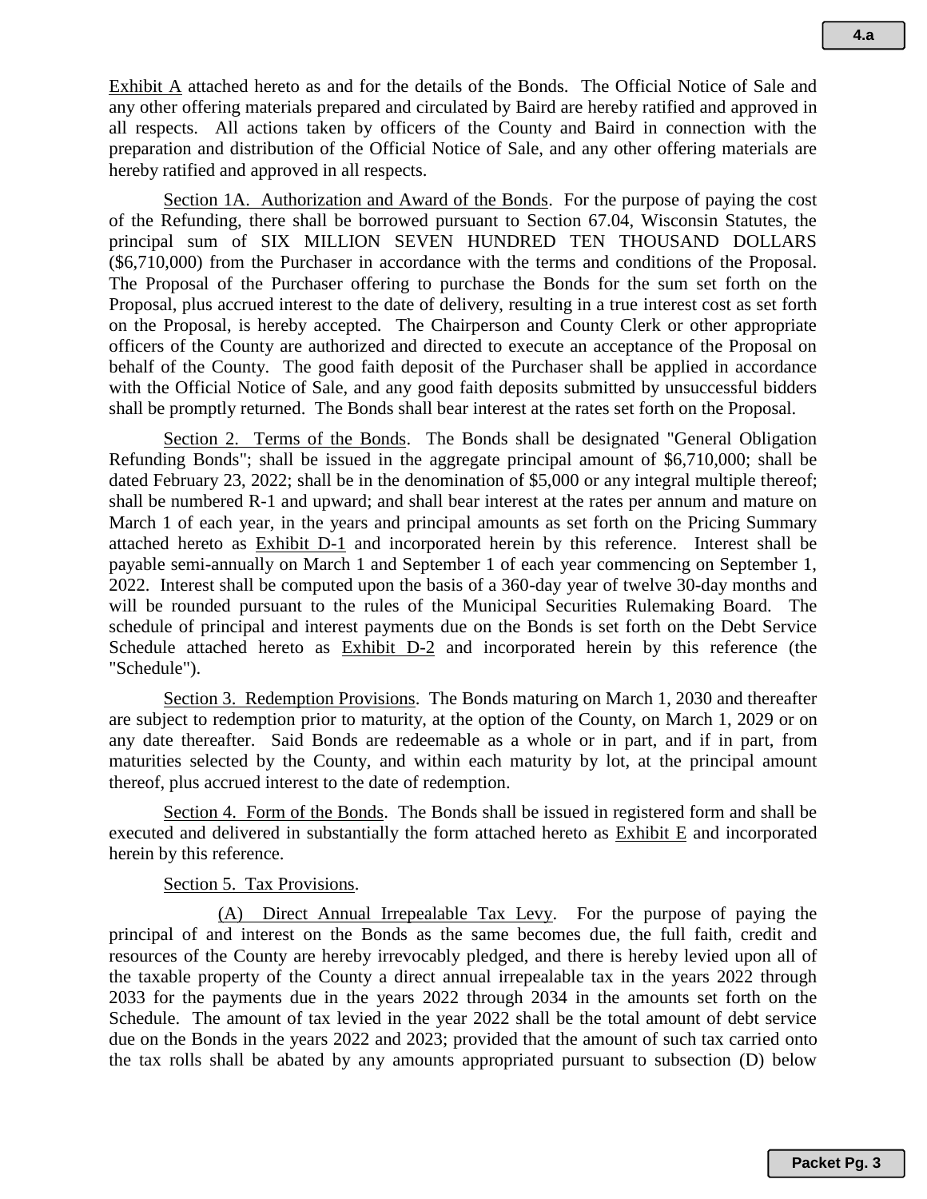Exhibit A attached hereto as and for the details of the Bonds. The Official Notice of Sale and any other offering materials prepared and circulated by Baird are hereby ratified and approved in all respects. All actions taken by officers of the County and Baird in connection with the preparation and distribution of the Official Notice of Sale, and any other offering materials are hereby ratified and approved in all respects.

Section 1A. Authorization and Award of the Bonds. For the purpose of paying the cost of the Refunding, there shall be borrowed pursuant to Section 67.04, Wisconsin Statutes, the principal sum of SIX MILLION SEVEN HUNDRED TEN THOUSAND DOLLARS ($6,710,000) from the Purchaser in accordance with the terms and conditions of the Proposal. The Proposal of the Purchaser offering to purchase the Bonds for the sum set forth on the Proposal, plus accrued interest to the date of delivery, resulting in a true interest cost as set forth on the Proposal, is hereby accepted. The Chairperson and County Clerk or other appropriate officers of the County are authorized and directed to execute an acceptance of the Proposal on behalf of the County. The good faith deposit of the Purchaser shall be applied in accordance with the Official Notice of Sale, and any good faith deposits submitted by unsuccessful bidders shall be promptly returned. The Bonds shall bear interest at the rates set forth on the Proposal.

Section 2. Terms of the Bonds. The Bonds shall be designated "General Obligation Refunding Bonds"; shall be issued in the aggregate principal amount of $6,710,000; shall be dated February 23, 2022; shall be in the denomination of $5,000 or any integral multiple thereof; shall be numbered R-1 and upward; and shall bear interest at the rates per annum and mature on March 1 of each year, in the years and principal amounts as set forth on the Pricing Summary attached hereto as Exhibit D-1 and incorporated herein by this reference. Interest shall be payable semi-annually on March 1 and September 1 of each year commencing on September 1, 2022. Interest shall be computed upon the basis of a 360-day year of twelve 30-day months and will be rounded pursuant to the rules of the Municipal Securities Rulemaking Board. The schedule of principal and interest payments due on the Bonds is set forth on the Debt Service Schedule attached hereto as Exhibit D-2 and incorporated herein by this reference (the "Schedule").

Section 3. Redemption Provisions. The Bonds maturing on March 1, 2030 and thereafter are subject to redemption prior to maturity, at the option of the County, on March 1, 2029 or on any date thereafter. Said Bonds are redeemable as a whole or in part, and if in part, from maturities selected by the County, and within each maturity by lot, at the principal amount thereof, plus accrued interest to the date of redemption.

Section 4. Form of the Bonds. The Bonds shall be issued in registered form and shall be executed and delivered in substantially the form attached hereto as Exhibit E and incorporated herein by this reference.

Section 5. Tax Provisions.

(A) Direct Annual Irrepealable Tax Levy. For the purpose of paying the principal of and interest on the Bonds as the same becomes due, the full faith, credit and resources of the County are hereby irrevocably pledged, and there is hereby levied upon all of the taxable property of the County a direct annual irrepealable tax in the years 2022 through 2033 for the payments due in the years 2022 through 2034 in the amounts set forth on the Schedule. The amount of tax levied in the year 2022 shall be the total amount of debt service due on the Bonds in the years 2022 and 2023; provided that the amount of such tax carried onto the tax rolls shall be abated by any amounts appropriated pursuant to subsection (D) below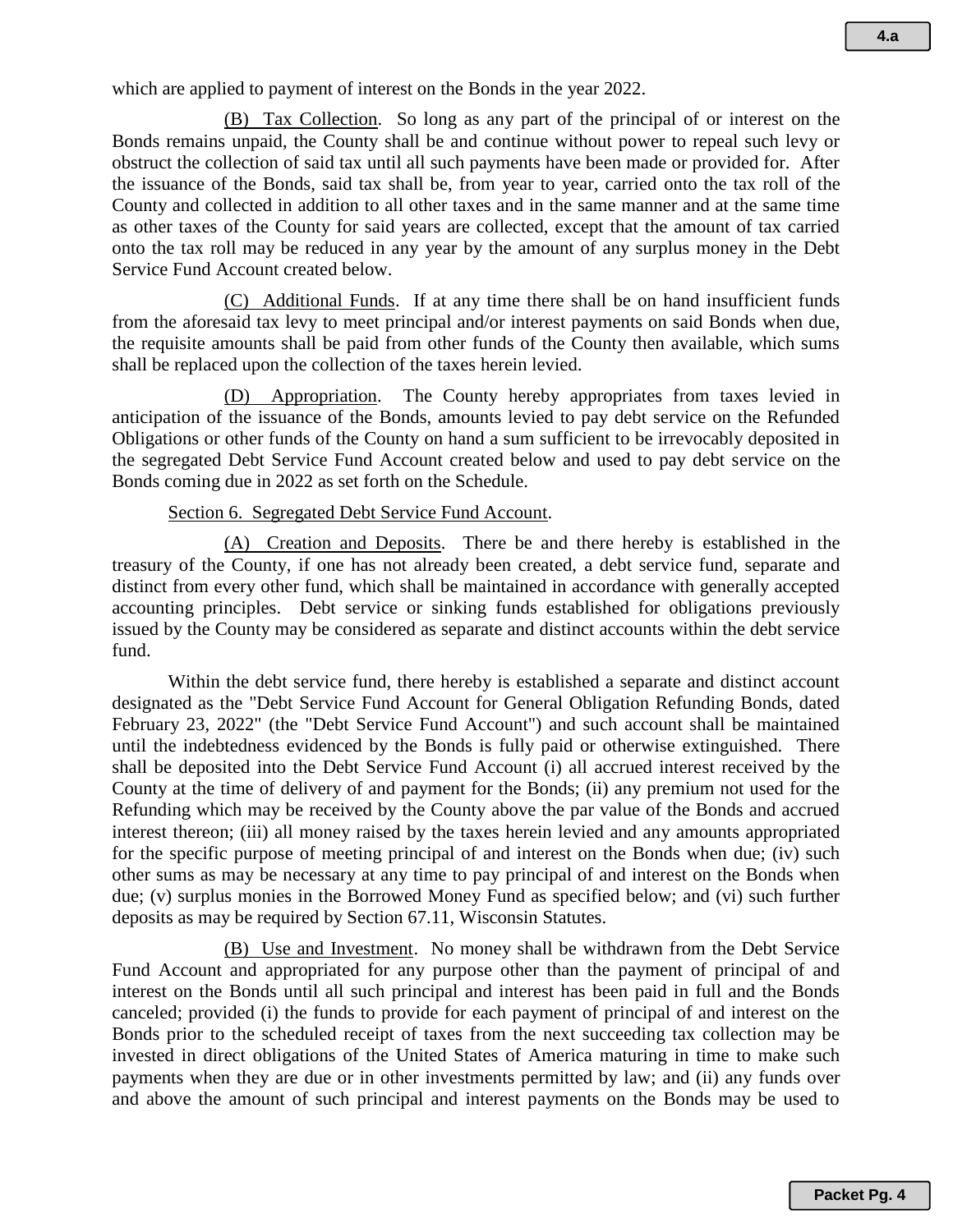which are applied to payment of interest on the Bonds in the year 2022.

(B) Tax Collection. So long as any part of the principal of or interest on the Bonds remains unpaid, the County shall be and continue without power to repeal such levy or obstruct the collection of said tax until all such payments have been made or provided for. After the issuance of the Bonds, said tax shall be, from year to year, carried onto the tax roll of the County and collected in addition to all other taxes and in the same manner and at the same time as other taxes of the County for said years are collected, except that the amount of tax carried onto the tax roll may be reduced in any year by the amount of any surplus money in the Debt Service Fund Account created below.

(C) Additional Funds. If at any time there shall be on hand insufficient funds from the aforesaid tax levy to meet principal and/or interest payments on said Bonds when due, the requisite amounts shall be paid from other funds of the County then available, which sums shall be replaced upon the collection of the taxes herein levied.

(D) Appropriation. The County hereby appropriates from taxes levied in anticipation of the issuance of the Bonds, amounts levied to pay debt service on the Refunded Obligations or other funds of the County on hand a sum sufficient to be irrevocably deposited in the segregated Debt Service Fund Account created below and used to pay debt service on the Bonds coming due in 2022 as set forth on the Schedule.

Section 6. Segregated Debt Service Fund Account.

(A) Creation and Deposits. There be and there hereby is established in the treasury of the County, if one has not already been created, a debt service fund, separate and distinct from every other fund, which shall be maintained in accordance with generally accepted accounting principles. Debt service or sinking funds established for obligations previously issued by the County may be considered as separate and distinct accounts within the debt service fund.

Within the debt service fund, there hereby is established a separate and distinct account designated as the "Debt Service Fund Account for General Obligation Refunding Bonds, dated February 23, 2022" (the "Debt Service Fund Account") and such account shall be maintained until the indebtedness evidenced by the Bonds is fully paid or otherwise extinguished. There shall be deposited into the Debt Service Fund Account (i) all accrued interest received by the County at the time of delivery of and payment for the Bonds; (ii) any premium not used for the Refunding which may be received by the County above the par value of the Bonds and accrued interest thereon; (iii) all money raised by the taxes herein levied and any amounts appropriated for the specific purpose of meeting principal of and interest on the Bonds when due; (iv) such other sums as may be necessary at any time to pay principal of and interest on the Bonds when due; (v) surplus monies in the Borrowed Money Fund as specified below; and (vi) such further deposits as may be required by Section 67.11, Wisconsin Statutes.

(B) Use and Investment. No money shall be withdrawn from the Debt Service Fund Account and appropriated for any purpose other than the payment of principal of and interest on the Bonds until all such principal and interest has been paid in full and the Bonds canceled; provided (i) the funds to provide for each payment of principal of and interest on the Bonds prior to the scheduled receipt of taxes from the next succeeding tax collection may be invested in direct obligations of the United States of America maturing in time to make such payments when they are due or in other investments permitted by law; and (ii) any funds over and above the amount of such principal and interest payments on the Bonds may be used to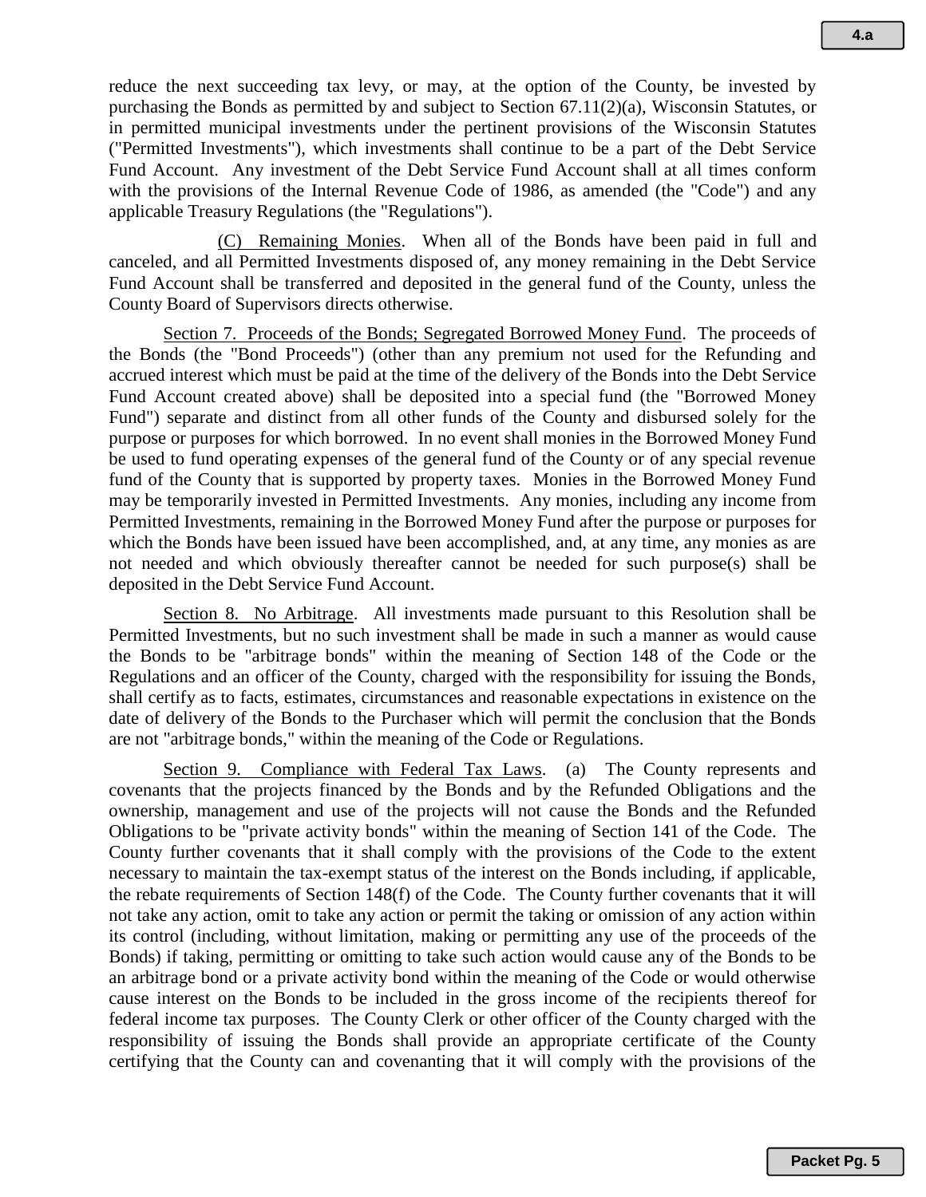reduce the next succeeding tax levy, or may, at the option of the County, be invested by purchasing the Bonds as permitted by and subject to Section 67.11(2)(a), Wisconsin Statutes, or in permitted municipal investments under the pertinent provisions of the Wisconsin Statutes ("Permitted Investments"), which investments shall continue to be a part of the Debt Service Fund Account. Any investment of the Debt Service Fund Account shall at all times conform with the provisions of the Internal Revenue Code of 1986, as amended (the "Code") and any applicable Treasury Regulations (the "Regulations").

(C) Remaining Monies. When all of the Bonds have been paid in full and canceled, and all Permitted Investments disposed of, any money remaining in the Debt Service Fund Account shall be transferred and deposited in the general fund of the County, unless the County Board of Supervisors directs otherwise.

Section 7. Proceeds of the Bonds; Segregated Borrowed Money Fund. The proceeds of the Bonds (the "Bond Proceeds") (other than any premium not used for the Refunding and accrued interest which must be paid at the time of the delivery of the Bonds into the Debt Service Fund Account created above) shall be deposited into a special fund (the "Borrowed Money Fund") separate and distinct from all other funds of the County and disbursed solely for the purpose or purposes for which borrowed. In no event shall monies in the Borrowed Money Fund be used to fund operating expenses of the general fund of the County or of any special revenue fund of the County that is supported by property taxes. Monies in the Borrowed Money Fund may be temporarily invested in Permitted Investments. Any monies, including any income from Permitted Investments, remaining in the Borrowed Money Fund after the purpose or purposes for which the Bonds have been issued have been accomplished, and, at any time, any monies as are not needed and which obviously thereafter cannot be needed for such purpose(s) shall be deposited in the Debt Service Fund Account.

Section 8. No Arbitrage. All investments made pursuant to this Resolution shall be Permitted Investments, but no such investment shall be made in such a manner as would cause the Bonds to be "arbitrage bonds" within the meaning of Section 148 of the Code or the Regulations and an officer of the County, charged with the responsibility for issuing the Bonds, shall certify as to facts, estimates, circumstances and reasonable expectations in existence on the date of delivery of the Bonds to the Purchaser which will permit the conclusion that the Bonds are not "arbitrage bonds," within the meaning of the Code or Regulations.

Section 9. Compliance with Federal Tax Laws. (a) The County represents and covenants that the projects financed by the Bonds and by the Refunded Obligations and the ownership, management and use of the projects will not cause the Bonds and the Refunded Obligations to be "private activity bonds" within the meaning of Section 141 of the Code. The County further covenants that it shall comply with the provisions of the Code to the extent necessary to maintain the tax-exempt status of the interest on the Bonds including, if applicable, the rebate requirements of Section 148(f) of the Code. The County further covenants that it will not take any action, omit to take any action or permit the taking or omission of any action within its control (including, without limitation, making or permitting any use of the proceeds of the Bonds) if taking, permitting or omitting to take such action would cause any of the Bonds to be an arbitrage bond or a private activity bond within the meaning of the Code or would otherwise cause interest on the Bonds to be included in the gross income of the recipients thereof for federal income tax purposes. The County Clerk or other officer of the County charged with the responsibility of issuing the Bonds shall provide an appropriate certificate of the County certifying that the County can and covenanting that it will comply with the provisions of the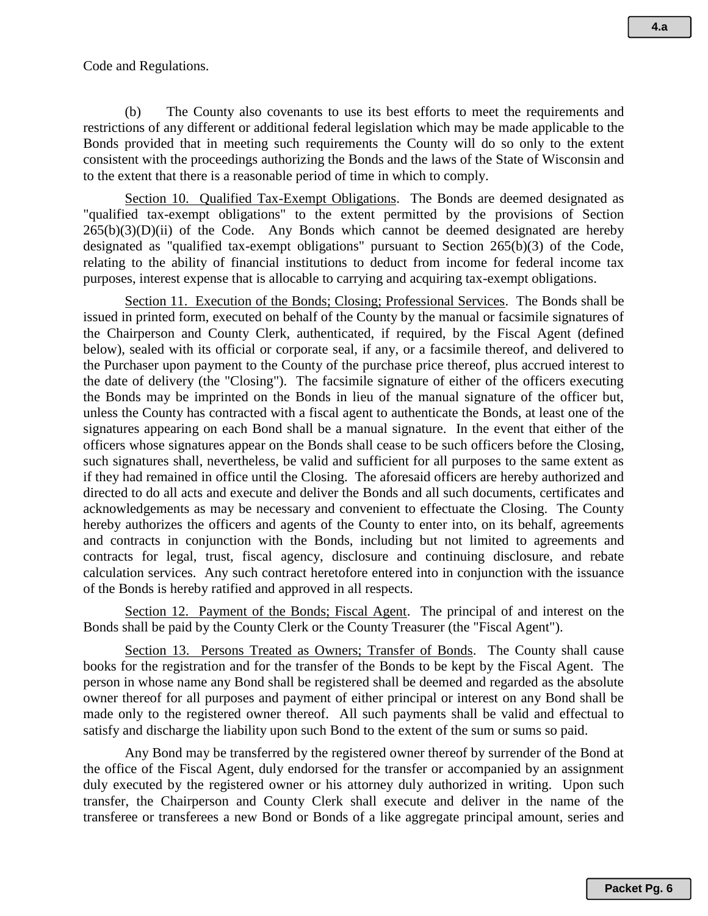Code and Regulations.

(b) The County also covenants to use its best efforts to meet the requirements and restrictions of any different or additional federal legislation which may be made applicable to the Bonds provided that in meeting such requirements the County will do so only to the extent consistent with the proceedings authorizing the Bonds and the laws of the State of Wisconsin and to the extent that there is a reasonable period of time in which to comply.

Section 10. Qualified Tax-Exempt Obligations. The Bonds are deemed designated as "qualified tax-exempt obligations" to the extent permitted by the provisions of Section 265(b)(3)(D)(ii) of the Code. Any Bonds which cannot be deemed designated are hereby designated as "qualified tax-exempt obligations" pursuant to Section 265(b)(3) of the Code, relating to the ability of financial institutions to deduct from income for federal income tax purposes, interest expense that is allocable to carrying and acquiring tax-exempt obligations.

Section 11. Execution of the Bonds; Closing; Professional Services. The Bonds shall be issued in printed form, executed on behalf of the County by the manual or facsimile signatures of the Chairperson and County Clerk, authenticated, if required, by the Fiscal Agent (defined below), sealed with its official or corporate seal, if any, or a facsimile thereof, and delivered to the Purchaser upon payment to the County of the purchase price thereof, plus accrued interest to the date of delivery (the "Closing"). The facsimile signature of either of the officers executing the Bonds may be imprinted on the Bonds in lieu of the manual signature of the officer but, unless the County has contracted with a fiscal agent to authenticate the Bonds, at least one of the signatures appearing on each Bond shall be a manual signature. In the event that either of the officers whose signatures appear on the Bonds shall cease to be such officers before the Closing, such signatures shall, nevertheless, be valid and sufficient for all purposes to the same extent as if they had remained in office until the Closing. The aforesaid officers are hereby authorized and directed to do all acts and execute and deliver the Bonds and all such documents, certificates and acknowledgements as may be necessary and convenient to effectuate the Closing. The County hereby authorizes the officers and agents of the County to enter into, on its behalf, agreements and contracts in conjunction with the Bonds, including but not limited to agreements and contracts for legal, trust, fiscal agency, disclosure and continuing disclosure, and rebate calculation services. Any such contract heretofore entered into in conjunction with the issuance of the Bonds is hereby ratified and approved in all respects.

Section 12. Payment of the Bonds; Fiscal Agent. The principal of and interest on the Bonds shall be paid by the County Clerk or the County Treasurer (the "Fiscal Agent").

Section 13. Persons Treated as Owners; Transfer of Bonds. The County shall cause books for the registration and for the transfer of the Bonds to be kept by the Fiscal Agent. The person in whose name any Bond shall be registered shall be deemed and regarded as the absolute owner thereof for all purposes and payment of either principal or interest on any Bond shall be made only to the registered owner thereof. All such payments shall be valid and effectual to satisfy and discharge the liability upon such Bond to the extent of the sum or sums so paid.

Any Bond may be transferred by the registered owner thereof by surrender of the Bond at the office of the Fiscal Agent, duly endorsed for the transfer or accompanied by an assignment duly executed by the registered owner or his attorney duly authorized in writing. Upon such transfer, the Chairperson and County Clerk shall execute and deliver in the name of the transferee or transferees a new Bond or Bonds of a like aggregate principal amount, series and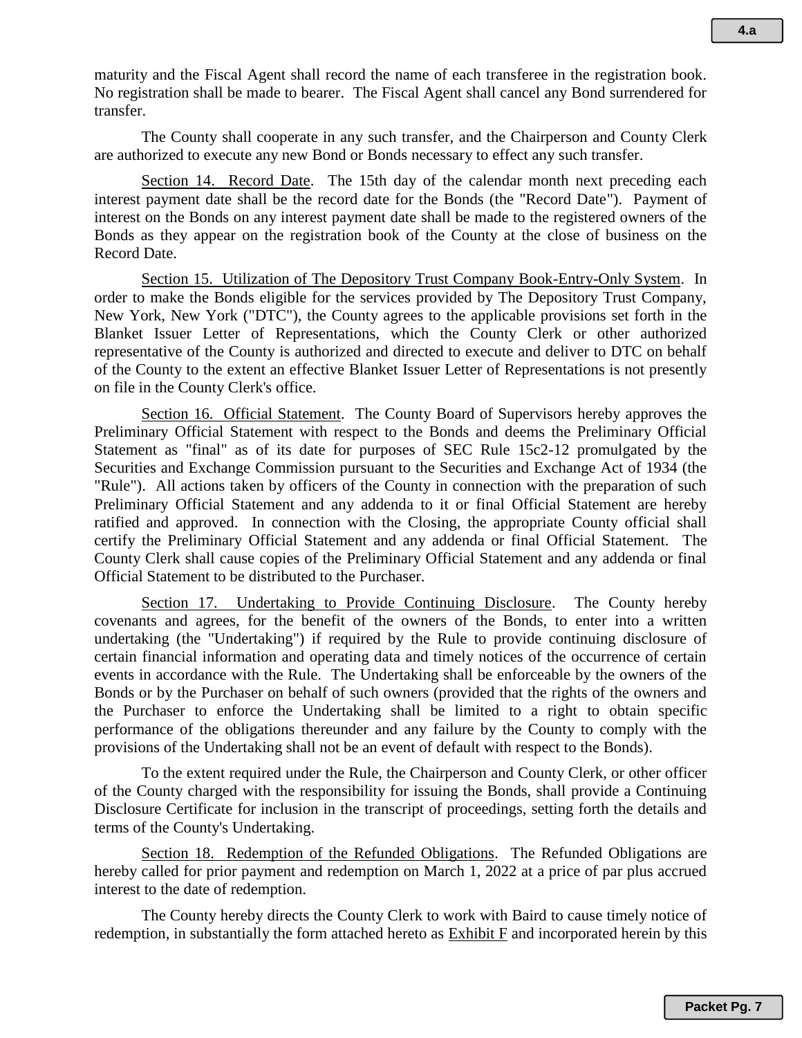maturity and the Fiscal Agent shall record the name of each transferee in the registration book. No registration shall be made to bearer. The Fiscal Agent shall cancel any Bond surrendered for transfer.

The County shall cooperate in any such transfer, and the Chairperson and County Clerk are authorized to execute any new Bond or Bonds necessary to effect any such transfer.

<u>Section 14. Record Date</u>. The 15th day of the calendar month next preceding each interest payment date shall be the record date for the Bonds (the "Record Date"). Payment of interest on the Bonds on any interest payment date shall be made to the registered owners of the Bonds as they appear on the registration book of the County at the close of business on the Record Date.

<u>Section 15. Utilization of The Depository Trust Company Book-Entry-Only System</u>. In order to make the Bonds eligible for the services provided by The Depository Trust Company, New York, New York ("DTC"), the County agrees to the applicable provisions set forth in the Blanket Issuer Letter of Representations, which the County Clerk or other authorized representative of the County is authorized and directed to execute and deliver to DTC on behalf of the County to the extent an effective Blanket Issuer Letter of Representations is not presently on file in the County Clerk's office.

<u>Section 16. Official Statement</u>. The County Board of Supervisors hereby approves the Preliminary Official Statement with respect to the Bonds and deems the Preliminary Official Statement as "final" as of its date for purposes of SEC Rule 15c2-12 promulgated by the Securities and Exchange Commission pursuant to the Securities and Exchange Act of 1934 (the "Rule"). All actions taken by officers of the County in connection with the preparation of such Preliminary Official Statement and any addenda to it or final Official Statement are hereby ratified and approved. In connection with the Closing, the appropriate County official shall certify the Preliminary Official Statement and any addenda or final Official Statement. The County Clerk shall cause copies of the Preliminary Official Statement and any addenda or final Official Statement to be distributed to the Purchaser.

<u>Section 17. Undertaking to Provide Continuing Disclosure</u>. The County hereby covenants and agrees, for the benefit of the owners of the Bonds, to enter into a written undertaking (the "Undertaking") if required by the Rule to provide continuing disclosure of certain financial information and operating data and timely notices of the occurrence of certain events in accordance with the Rule. The Undertaking shall be enforceable by the owners of the Bonds or by the Purchaser on behalf of such owners (provided that the rights of the owners and the Purchaser to enforce the Undertaking shall be limited to a right to obtain specific performance of the obligations thereunder and any failure by the County to comply with the provisions of the Undertaking shall not be an event of default with respect to the Bonds).

To the extent required under the Rule, the Chairperson and County Clerk, or other officer of the County charged with the responsibility for issuing the Bonds, shall provide a Continuing Disclosure Certificate for inclusion in the transcript of proceedings, setting forth the details and terms of the County's Undertaking.

<u>Section 18. Redemption of the Refunded Obligations</u>. The Refunded Obligations are hereby called for prior payment and redemption on March 1, 2022 at a price of par plus accrued interest to the date of redemption.

The County hereby directs the County Clerk to work with Baird to cause timely notice of redemption, in substantially the form attached hereto as <u>Exhibit F</u> and incorporated herein by this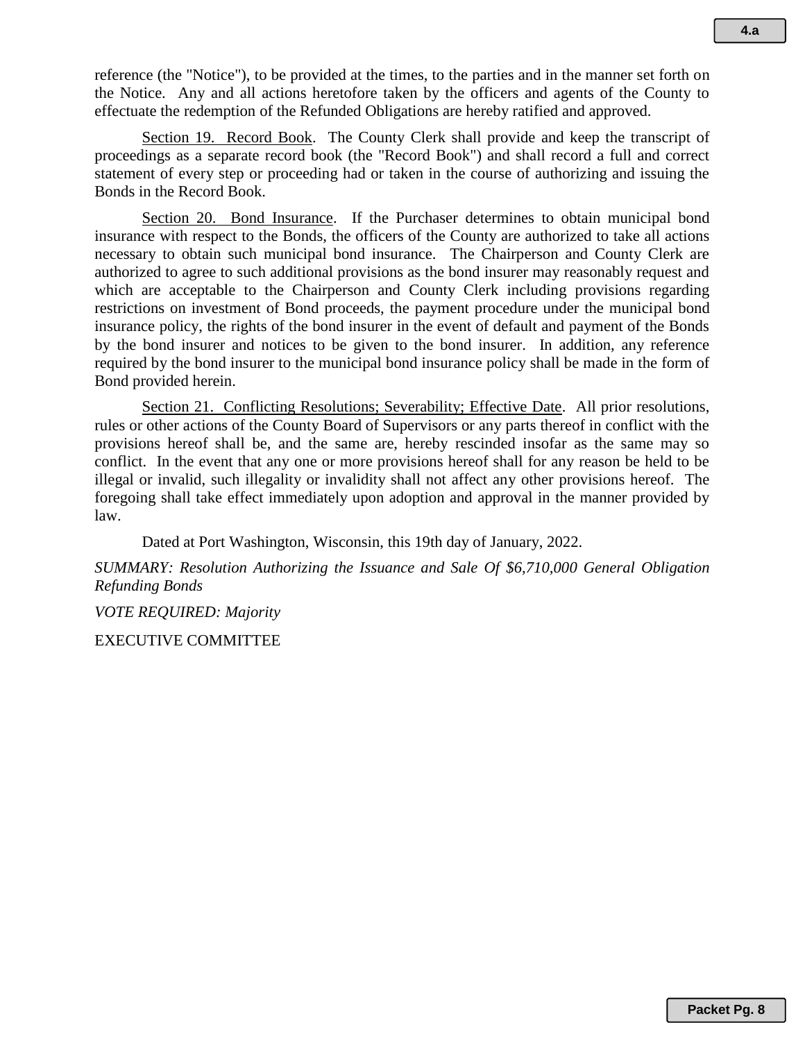reference (the "Notice"), to be provided at the times, to the parties and in the manner set forth on the Notice. Any and all actions heretofore taken by the officers and agents of the County to effectuate the redemption of the Refunded Obligations are hereby ratified and approved.

Section 19. Record Book. The County Clerk shall provide and keep the transcript of proceedings as a separate record book (the "Record Book") and shall record a full and correct statement of every step or proceeding had or taken in the course of authorizing and issuing the Bonds in the Record Book.

Section 20. Bond Insurance. If the Purchaser determines to obtain municipal bond insurance with respect to the Bonds, the officers of the County are authorized to take all actions necessary to obtain such municipal bond insurance. The Chairperson and County Clerk are authorized to agree to such additional provisions as the bond insurer may reasonably request and which are acceptable to the Chairperson and County Clerk including provisions regarding restrictions on investment of Bond proceeds, the payment procedure under the municipal bond insurance policy, the rights of the bond insurer in the event of default and payment of the Bonds by the bond insurer and notices to be given to the bond insurer. In addition, any reference required by the bond insurer to the municipal bond insurance policy shall be made in the form of Bond provided herein.

Section 21. Conflicting Resolutions; Severability; Effective Date. All prior resolutions, rules or other actions of the County Board of Supervisors or any parts thereof in conflict with the provisions hereof shall be, and the same are, hereby rescinded insofar as the same may so conflict. In the event that any one or more provisions hereof shall for any reason be held to be illegal or invalid, such illegality or invalidity shall not affect any other provisions hereof. The foregoing shall take effect immediately upon adoption and approval in the manner provided by law.

Dated at Port Washington, Wisconsin, this 19th day of January, 2022.

*SUMMARY: Resolution Authorizing the Issuance and Sale Of $6,710,000 General Obligation Refunding Bonds*

*VOTE REQUIRED: Majority*

EXECUTIVE COMMITTEE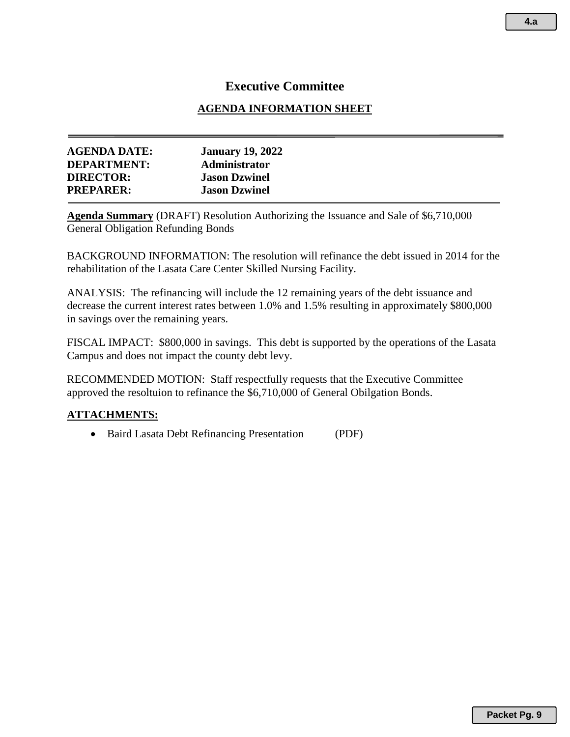# Executive Committee

## AGENDA INFORMATION SHEET

**AGENDA DATE:** **January 19, 2022**
**DEPARTMENT:** **Administrator**
**DIRECTOR:** **Jason Dzwinel**
**PREPARER:** **Jason Dzwinel**

**Agenda Summary** (DRAFT) Resolution Authorizing the Issuance and Sale of $6,710,000 General Obligation Refunding Bonds

BACKGROUND INFORMATION: The resolution will refinance the debt issued in 2014 for the rehabilitation of the Lasata Care Center Skilled Nursing Facility.

ANALYSIS: The refinancing will include the 12 remaining years of the debt issuance and decrease the current interest rates between 1.0% and 1.5% resulting in approximately $800,000 in savings over the remaining years.

FISCAL IMPACT: $800,000 in savings. This debt is supported by the operations of the Lasata Campus and does not impact the county debt levy.

RECOMMENDED MOTION: Staff respectfully requests that the Executive Committee approved the resoltuion to refinance the $6,710,000 of General Obilgation Bonds.

**ATTACHMENTS:**

- Baird Lasata Debt Refinancing Presentation (PDF)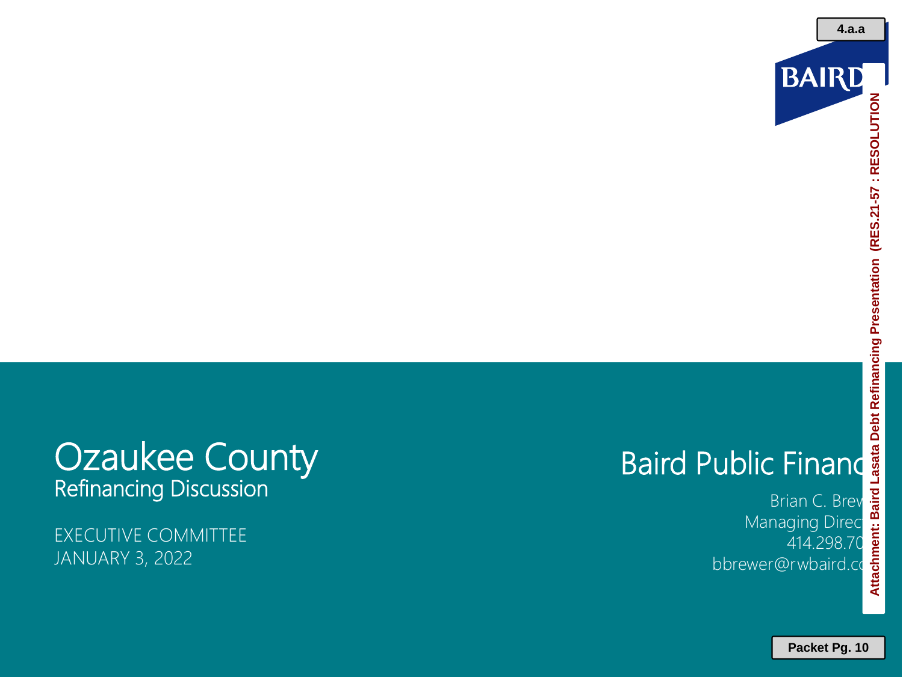# Ozaukee County

## Refinancing Discussion

EXECUTIVE COMMITTEE
JANUARY 3, 2022

## Baird Public Financ

Brian C. Brew
Managing Direc
414.298.70
bbrewer@rwbaird.c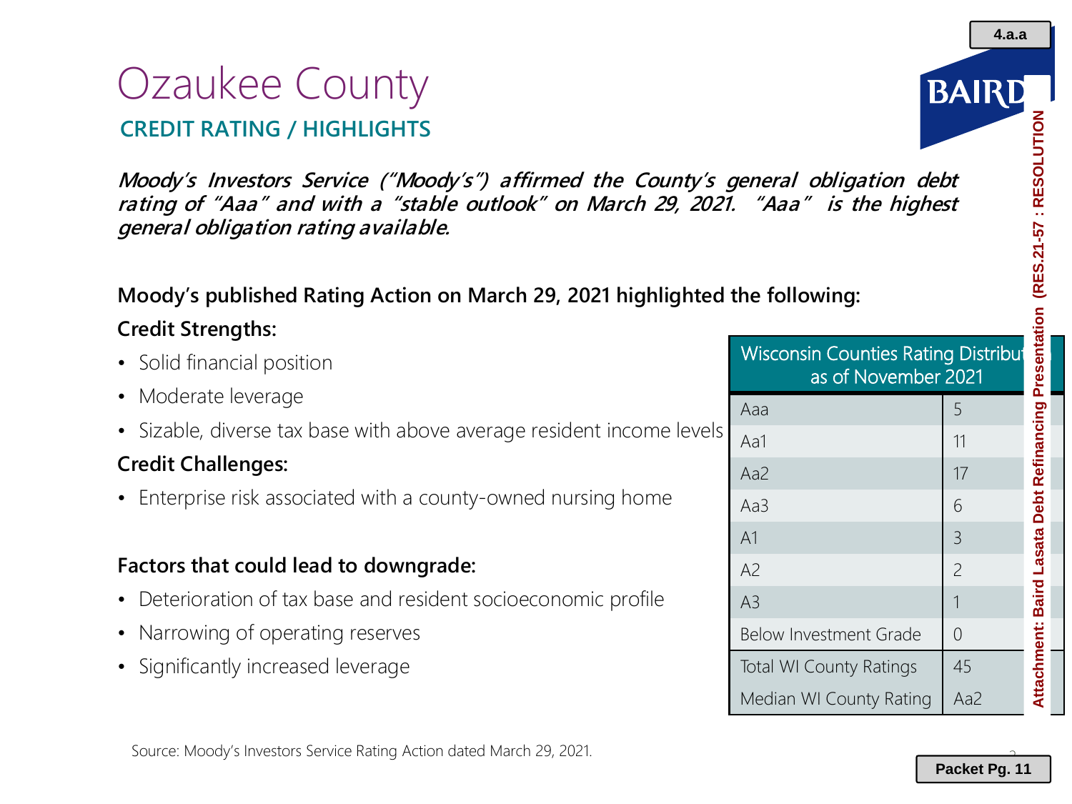# Ozaukee County

## CREDIT RATING / HIGHLIGHTS

***Moody's Investors Service ("Moody's") affirmed the County's general obligation debt rating of "Aaa" and with a "stable outlook" on March 29, 2021. "Aaa" is the highest general obligation rating available.***

**Moody's published Rating Action on March 29, 2021 highlighted the following:**

**Credit Strengths:**

- Solid financial position
- Moderate leverage
- Sizable, diverse tax base with above average resident income levels

**Credit Challenges:**

- Enterprise risk associated with a county-owned nursing home

**Factors that could lead to downgrade:**

- Deterioration of tax base and resident socioeconomic profile
- Narrowing of operating reserves
- Significantly increased leverage

| Wisconsin Counties Rating Distribution as of November 2021 | |
|---|---|
| Aaa | 5 |
| Aa1 | 11 |
| Aa2 | 17 |
| Aa3 | 6 |
| A1 | 3 |
| A2 | 2 |
| A3 | 1 |
| Below Investment Grade | 0 |
| Total WI County Ratings | 45 |
| Median WI County Rating | Aa2 |

Source: Moody's Investors Service Rating Action dated March 29, 2021.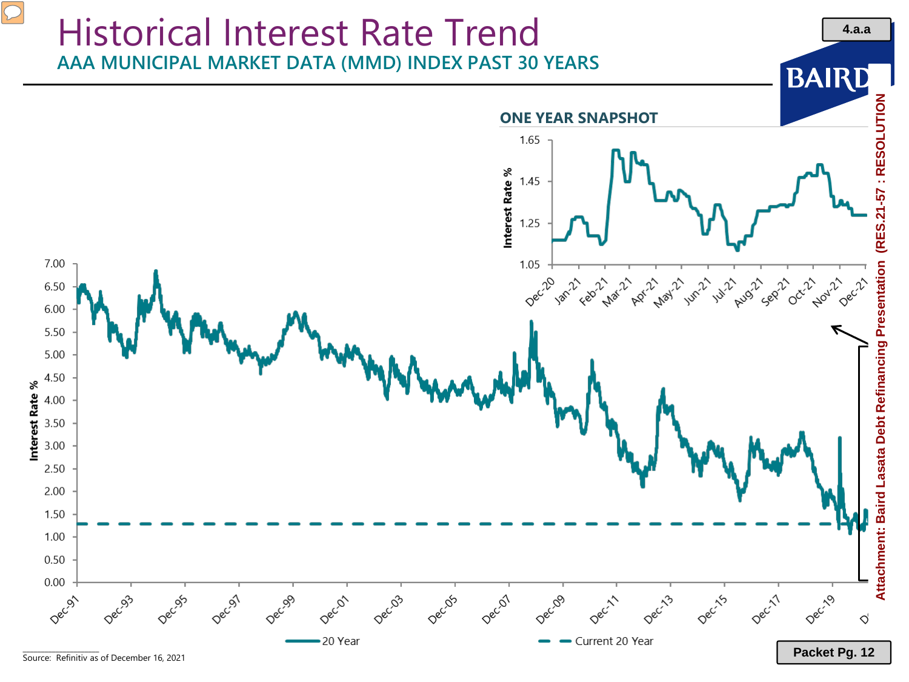# Historical Interest Rate Trend

## AAA MUNICIPAL MARKET DATA (MMD) INDEX PAST 30 YEARS

### ONE YEAR SNAPSHOT

Interest Rate %

1.65, 1.45, 1.25, 1.05

Dec-20, Jan-21, Feb-21, Mar-21, Apr-21, May-21, Jun-21, Jul-21, Aug-21, Sep-21, Oct-21, Nov-21, Dec-21

Interest Rate %

7.00, 6.50, 6.00, 5.50, 5.00, 4.50, 4.00, 3.50, 3.00, 2.50, 2.00, 1.50, 1.00, 0.50, 0.00

Dec-91, Dec-93, Dec-95, Dec-97, Dec-99, Dec-01, Dec-03, Dec-05, Dec-07, Dec-09, Dec-11, Dec-13, Dec-15, Dec-17, Dec-19, D

20 Year — Current 20 Year

Source: Refinitiv as of December 16, 2021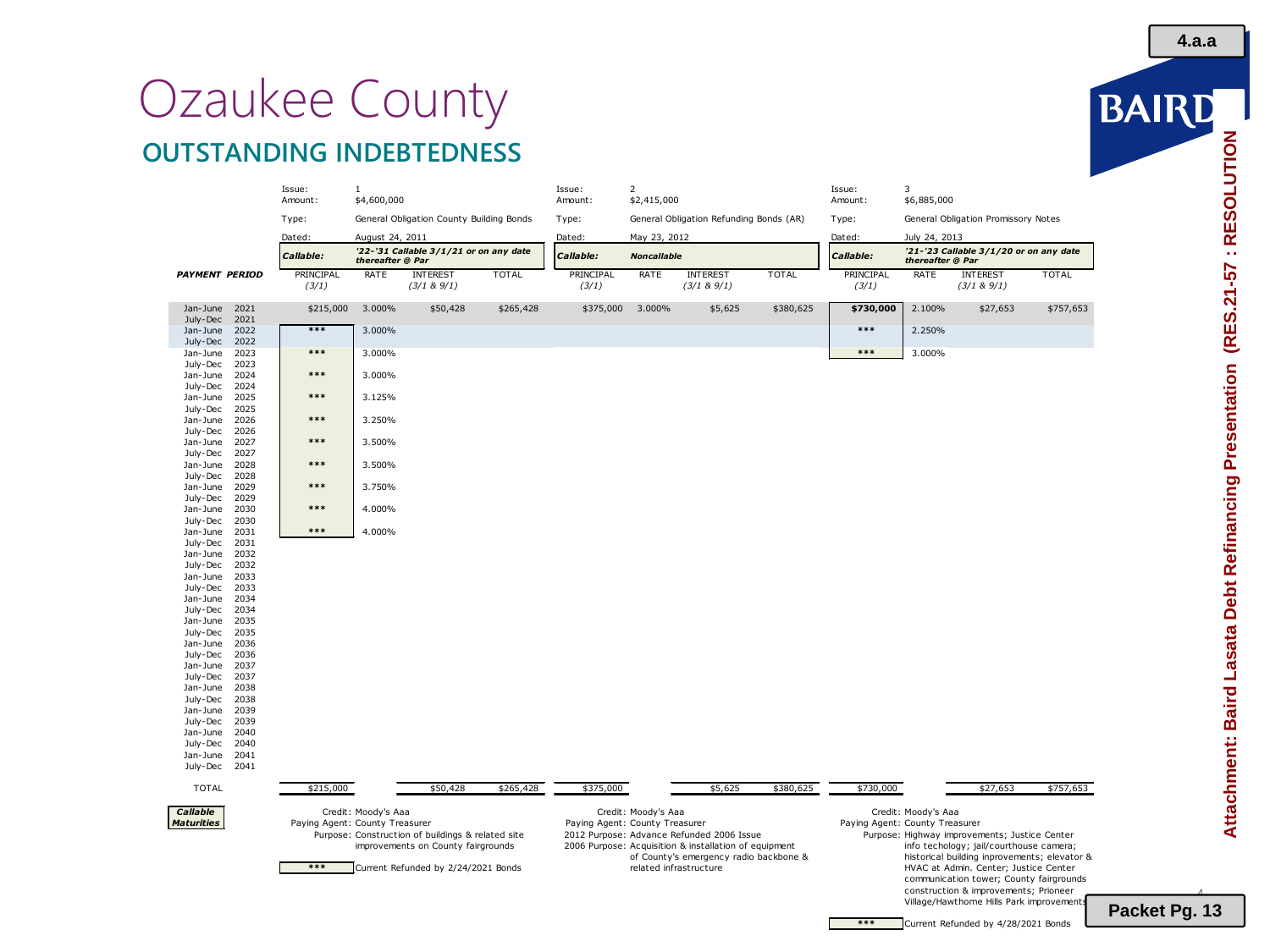# Ozaukee County

## OUTSTANDING INDEBTEDNESS

| | Issue 1 | | | | Issue 2 | | | | Issue 3 | | | |
|---|---|---|---|---|---|---|---|---|---|---|---|---|
| Amount: | $4,600,000 | | | | $2,415,000 | | | | $6,885,000 | | | |
| Type: | General Obligation County Building Bonds | | | | General Obligation Refunding Bonds (AR) | | | | General Obligation Promissory Notes | | | |
| Dated: | August 24, 2011 | | | | May 23, 2012 | | | | July 24, 2013 | | | |
| Callable: | '22-'31 Callable 3/1/21 or on any date thereafter @ Par | | | | Noncallable | | | | '21-'23 Callable 3/1/20 or on any date thereafter @ Par | | | |
| **PAYMENT PERIOD** | PRINCIPAL (3/1) | RATE | INTEREST (3/1 & 9/1) | TOTAL | PRINCIPAL (3/1) | RATE | INTEREST (3/1 & 9/1) | TOTAL | PRINCIPAL (3/1) | RATE | INTEREST (3/1 & 9/1) | TOTAL |
| Jan-June 2021 | $215,000 | 3.000% | $50,428 | $265,428 | $375,000 | 3.000% | $5,625 | $380,625 | $730,000 | 2.100% | $27,653 | $757,653 |
| July-Dec 2021 | | | | | | | | | | | | |
| Jan-June 2022 | *** | 3.000% | | | | | | | *** | 2.250% | | |
| July-Dec 2022 | | | | | | | | | | | | |
| Jan-June 2023 | *** | 3.000% | | | | | | | *** | 3.000% | | |
| July-Dec 2023 | | | | | | | | | | | | |
| Jan-June 2024 | *** | 3.000% | | | | | | | | | | |
| July-Dec 2024 | | | | | | | | | | | | |
| Jan-June 2025 | *** | 3.125% | | | | | | | | | | |
| July-Dec 2025 | | | | | | | | | | | | |
| Jan-June 2026 | *** | 3.250% | | | | | | | | | | |
| July-Dec 2026 | | | | | | | | | | | | |
| Jan-June 2027 | *** | 3.500% | | | | | | | | | | |
| July-Dec 2027 | | | | | | | | | | | | |
| Jan-June 2028 | *** | 3.500% | | | | | | | | | | |
| July-Dec 2028 | | | | | | | | | | | | |
| Jan-June 2029 | *** | 3.750% | | | | | | | | | | |
| July-Dec 2029 | | | | | | | | | | | | |
| Jan-June 2030 | *** | 4.000% | | | | | | | | | | |
| July-Dec 2030 | | | | | | | | | | | | |
| Jan-June 2031 | *** | 4.000% | | | | | | | | | | |
| July-Dec 2031 | | | | | | | | | | | | |
| Jan-June 2032 | | | | | | | | | | | | |
| July-Dec 2032 | | | | | | | | | | | | |
| Jan-June 2033 | | | | | | | | | | | | |
| July-Dec 2033 | | | | | | | | | | | | |
| Jan-June 2034 | | | | | | | | | | | | |
| July-Dec 2034 | | | | | | | | | | | | |
| Jan-June 2035 | | | | | | | | | | | | |
| July-Dec 2035 | | | | | | | | | | | | |
| Jan-June 2036 | | | | | | | | | | | | |
| July-Dec 2036 | | | | | | | | | | | | |
| Jan-June 2037 | | | | | | | | | | | | |
| July-Dec 2037 | | | | | | | | | | | | |
| Jan-June 2038 | | | | | | | | | | | | |
| July-Dec 2038 | | | | | | | | | | | | |
| Jan-June 2039 | | | | | | | | | | | | |
| July-Dec 2039 | | | | | | | | | | | | |
| Jan-June 2040 | | | | | | | | | | | | |
| July-Dec 2040 | | | | | | | | | | | | |
| Jan-June 2041 | | | | | | | | | | | | |
| July-Dec 2041 | | | | | | | | | | | | |
| TOTAL | $215,000 | | $50,428 | $265,428 | $375,000 | | $5,625 | $380,625 | $730,000 | | $27,653 | $757,653 |

**Callable Maturities**

**Issue 1:**
Credit: Moody's Aaa
Paying Agent: County Treasurer
Purpose: Construction of buildings & related site improvements on County fairgrounds

*** Current Refunded by 2/24/2021 Bonds

**Issue 2:**
Credit: Moody's Aaa
Paying Agent: County Treasurer
2012 Purpose: Advance Refunded 2006 Issue
2006 Purpose: Acquisition & installation of equipment of County's emergency radio backbone & related infrastructure

**Issue 3:**
Credit: Moody's Aaa
Paying Agent: County Treasurer
Purpose: Highway improvements; Justice Center info techology; jail/courthouse camera; historical building inprovements; elevator & HVAC at Admin. Center; Justice Center communication tower; County fairgrounds construction & improvements; Prioneer Village/Hawthorne Hills Park improvements

*** Current Refunded by 4/28/2021 Bonds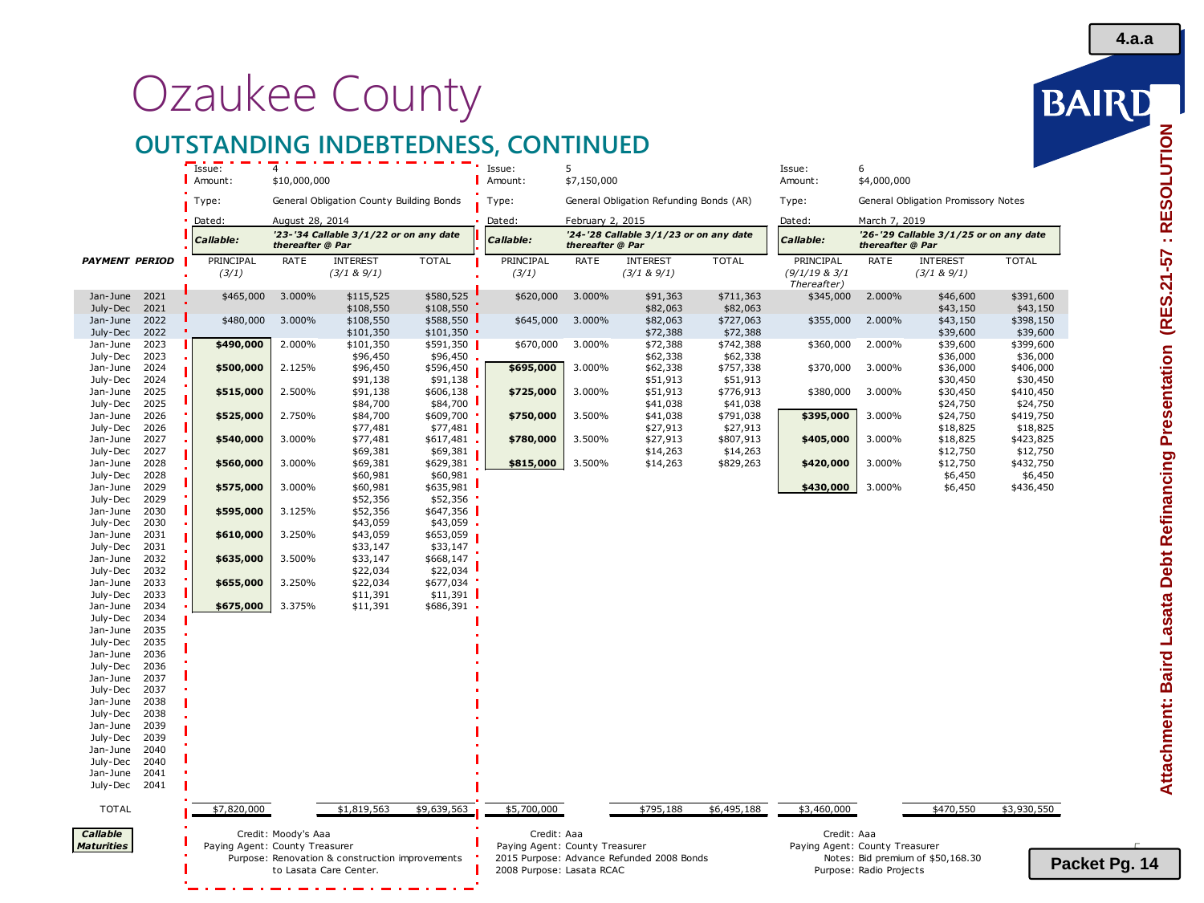# Ozaukee County

## OUTSTANDING INDEBTEDNESS, CONTINUED

| | Issue: 4 | | | | Issue: 5 | | | | Issue: 6 | | | |
|---|---|---|---|---|---|---|---|---|---|---|---|---|
| | Amount: $10,000,000 | | | | Amount: $7,150,000 | | | | Amount: $4,000,000 | | | |
| | Type: General Obligation County Building Bonds | | | | Type: General Obligation Refunding Bonds (AR) | | | | Type: General Obligation Promissory Notes | | | |
| | Dated: August 28, 2014 | | | | Dated: February 2, 2015 | | | | Dated: March 7, 2019 | | | |
| | *Callable:* *'23-'34 Callable 3/1/22 or on any date thereafter @ Par* | | | | *Callable:* *'24-'28 Callable 3/1/23 or on any date thereafter @ Par* | | | | *Callable:* *'26-'29 Callable 3/1/25 or on any date thereafter @ Par* | | | |
| ***PAYMENT PERIOD*** | PRINCIPAL (3/1) | RATE | INTEREST (3/1 & 9/1) | TOTAL | PRINCIPAL (3/1) | RATE | INTEREST (3/1 & 9/1) | TOTAL | PRINCIPAL (9/1/19 & 3/1 Thereafter) | RATE | INTEREST (3/1 & 9/1) | TOTAL |
| Jan-June 2021 | $465,000 | 3.000% | $115,525 | $580,525 | $620,000 | 3.000% | $91,363 | $711,363 | $345,000 | 2.000% | $46,600 | $391,600 |
| July-Dec 2021 | | | $108,550 | $108,550 | | | $82,063 | $82,063 | | | $43,150 | $43,150 |
| Jan-June 2022 | $480,000 | 3.000% | $108,550 | $588,550 | $645,000 | 3.000% | $82,063 | $727,063 | $355,000 | 2.000% | $43,150 | $398,150 |
| July-Dec 2022 | | | $101,350 | $101,350 | | | $72,388 | $72,388 | | | $39,600 | $39,600 |
| Jan-June 2023 | **$490,000** | 2.000% | $101,350 | $591,350 | $670,000 | 3.000% | $72,388 | $742,388 | $360,000 | 2.000% | $39,600 | $399,600 |
| July-Dec 2023 | | | $96,450 | $96,450 | | | $62,338 | $62,338 | | | $36,000 | $36,000 |
| Jan-June 2024 | **$500,000** | 2.125% | $96,450 | $596,450 | **$695,000** | 3.000% | $62,338 | $757,338 | $370,000 | 3.000% | $36,000 | $406,000 |
| July-Dec 2024 | | | $91,138 | $91,138 | | | $51,913 | $51,913 | | | $30,450 | $30,450 |
| Jan-June 2025 | **$515,000** | 2.500% | $91,138 | $606,138 | **$725,000** | 3.000% | $51,913 | $776,913 | $380,000 | 3.000% | $30,450 | $410,450 |
| July-Dec 2025 | | | $84,700 | $84,700 | | | $41,038 | $41,038 | | | $24,750 | $24,750 |
| Jan-June 2026 | **$525,000** | 2.750% | $84,700 | $609,700 | **$750,000** | 3.500% | $41,038 | $791,038 | **$395,000** | 3.000% | $24,750 | $419,750 |
| July-Dec 2026 | | | $77,481 | $77,481 | | | $27,913 | $27,913 | | | $18,825 | $18,825 |
| Jan-June 2027 | **$540,000** | 3.000% | $77,481 | $617,481 | **$780,000** | 3.500% | $27,913 | $807,913 | **$405,000** | 3.000% | $18,825 | $423,825 |
| July-Dec 2027 | | | $69,381 | $69,381 | | | $14,263 | $14,263 | | | $12,750 | $12,750 |
| Jan-June 2028 | **$560,000** | 3.000% | $69,381 | $629,381 | **$815,000** | 3.500% | $14,263 | $829,263 | **$420,000** | 3.000% | $12,750 | $432,750 |
| July-Dec 2028 | | | $60,981 | $60,981 | | | | | | | $6,450 | $6,450 |
| Jan-June 2029 | **$575,000** | 3.000% | $60,981 | $635,981 | | | | | **$430,000** | 3.000% | $6,450 | $436,450 |
| July-Dec 2029 | | | $52,356 | $52,356 | | | | | | | | |
| Jan-June 2030 | **$595,000** | 3.125% | $52,356 | $647,356 | | | | | | | | |
| July-Dec 2030 | | | $43,059 | $43,059 | | | | | | | | |
| Jan-June 2031 | **$610,000** | 3.250% | $43,059 | $653,059 | | | | | | | | |
| July-Dec 2031 | | | $33,147 | $33,147 | | | | | | | | |
| Jan-June 2032 | **$635,000** | 3.500% | $33,147 | $668,147 | | | | | | | | |
| July-Dec 2032 | | | $22,034 | $22,034 | | | | | | | | |
| Jan-June 2033 | **$655,000** | 3.250% | $22,034 | $677,034 | | | | | | | | |
| July-Dec 2033 | | | $11,391 | $11,391 | | | | | | | | |
| Jan-June 2034 | **$675,000** | 3.375% | $11,391 | $686,391 | | | | | | | | |
| July-Dec 2034 | | | | | | | | | | | | |
| Jan-June 2035 | | | | | | | | | | | | |
| July-Dec 2035 | | | | | | | | | | | | |
| Jan-June 2036 | | | | | | | | | | | | |
| July-Dec 2036 | | | | | | | | | | | | |
| Jan-June 2037 | | | | | | | | | | | | |
| July-Dec 2037 | | | | | | | | | | | | |
| Jan-June 2038 | | | | | | | | | | | | |
| July-Dec 2038 | | | | | | | | | | | | |
| Jan-June 2039 | | | | | | | | | | | | |
| July-Dec 2039 | | | | | | | | | | | | |
| Jan-June 2040 | | | | | | | | | | | | |
| July-Dec 2040 | | | | | | | | | | | | |
| Jan-June 2041 | | | | | | | | | | | | |
| July-Dec 2041 | | | | | | | | | | | | |
| TOTAL | $7,820,000 | | $1,819,563 | $9,639,563 | $5,700,000 | | $795,188 | $6,495,188 | $3,460,000 | | $470,550 | $3,930,550 |

***Callable Maturities***

**Issue 4:**
Credit: Moody's Aaa
Paying Agent: County Treasurer
Purpose: Renovation & construction improvements to Lasata Care Center.

**Issue 5:**
Credit: Aaa
Paying Agent: County Treasurer
2015 Purpose: Advance Refunded 2008 Bonds
2008 Purpose: Lasata RCAC

**Issue 6:**
Credit: Aaa
Paying Agent: County Treasurer
Notes: Bid premium of $50,168.30
Purpose: Radio Projects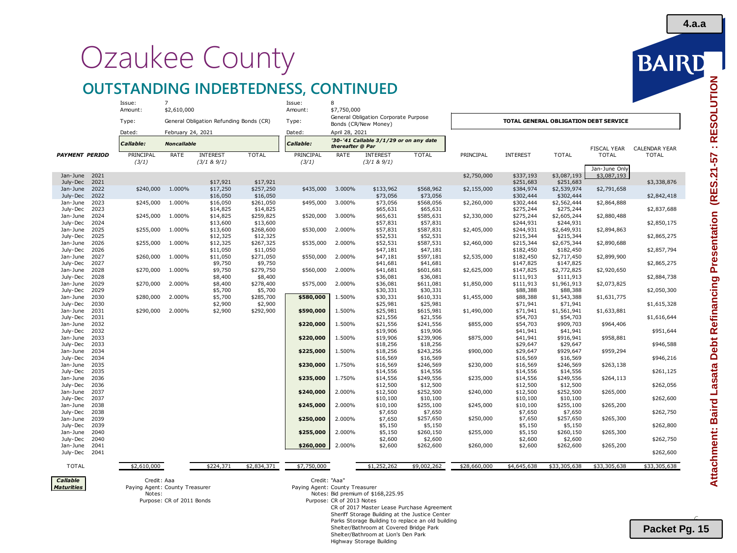# Ozaukee County

## OUTSTANDING INDEBTEDNESS, CONTINUED

| | Issue 7 | | | | Issue 8 | | | | TOTAL GENERAL OBLIGATION DEBT SERVICE | | | | |
|---|---|---|---|---|---|---|---|---|---|---|---|---|---|
| | Amount: $2,610,000 | | | | Amount: $7,750,000 | | | | | | | | |
| | Type: General Obligation Refunding Bonds (CR) | | | | Type: General Obligation Corporate Purpose Bonds (CR/New Money) | | | | | | | | |
| | Dated: February 24, 2021 | | | | Dated: April 28, 2021 | | | | | | | | |
| | *Callable:* ***Noncallable*** | | | | *Callable:* *'30-'41 Callable 3/1/29 or on any date thereafter @ Par* | | | | | | | | |
| ***PAYMENT PERIOD*** | PRINCIPAL (3/1) | RATE | INTEREST (3/1 & 9/1) | TOTAL | PRINCIPAL (3/1) | RATE | INTEREST (3/1 & 9/1) | TOTAL | PRINCIPAL | INTEREST | TOTAL | FISCAL YEAR TOTAL | CALENDAR YEAR TOTAL |
| Jan-June 2021 | | | | | | | | | $2,750,000 | $337,193 | $3,087,193 | Jan-June Only $3,087,193 | |
| July-Dec 2021 | | | $17,921 | $17,921 | | | | | | $251,683 | $251,683 | | $3,338,876 |
| Jan-June 2022 | $240,000 | 1.000% | $17,250 | $257,250 | $435,000 | 3.000% | $133,962 | $568,962 | $2,155,000 | $384,974 | $2,539,974 | $2,791,658 | |
| July-Dec 2022 | | | $16,050 | $16,050 | | | $73,056 | $73,056 | | $302,444 | $302,444 | | $2,842,418 |
| Jan-June 2023 | $245,000 | 1.000% | $16,050 | $261,050 | $495,000 | 3.000% | $73,056 | $568,056 | $2,260,000 | $302,444 | $2,562,444 | $2,864,888 | |
| July-Dec 2023 | | | $14,825 | $14,825 | | | $65,631 | $65,631 | | $275,244 | $275,244 | | $2,837,688 |
| Jan-June 2024 | $245,000 | 1.000% | $14,825 | $259,825 | $520,000 | 3.000% | $65,631 | $585,631 | $2,330,000 | $275,244 | $2,605,244 | $2,880,488 | |
| July-Dec 2024 | | | $13,600 | $13,600 | | | $57,831 | $57,831 | | $244,931 | $244,931 | | $2,850,175 |
| Jan-June 2025 | $255,000 | 1.000% | $13,600 | $268,600 | $530,000 | 2.000% | $57,831 | $587,831 | $2,405,000 | $244,931 | $2,649,931 | $2,894,863 | |
| July-Dec 2025 | | | $12,325 | $12,325 | | | $52,531 | $52,531 | | $215,344 | $215,344 | | $2,865,275 |
| Jan-June 2026 | $255,000 | 1.000% | $12,325 | $267,325 | $535,000 | 2.000% | $52,531 | $587,531 | $2,460,000 | $215,344 | $2,675,344 | $2,890,688 | |
| July-Dec 2026 | | | $11,050 | $11,050 | | | $47,181 | $47,181 | | $182,450 | $182,450 | | $2,857,794 |
| Jan-June 2027 | $260,000 | 1.000% | $11,050 | $271,050 | $550,000 | 2.000% | $47,181 | $597,181 | $2,535,000 | $182,450 | $2,717,450 | $2,899,900 | |
| July-Dec 2027 | | | $9,750 | $9,750 | | | $41,681 | $41,681 | | $147,825 | $147,825 | | $2,865,275 |
| Jan-June 2028 | $270,000 | 1.000% | $9,750 | $279,750 | $560,000 | 2.000% | $41,681 | $601,681 | $2,625,000 | $147,825 | $2,772,825 | $2,920,650 | |
| July-Dec 2028 | | | $8,400 | $8,400 | | | $36,081 | $36,081 | | $111,913 | $111,913 | | $2,884,738 |
| Jan-June 2029 | $270,000 | 2.000% | $8,400 | $278,400 | $575,000 | 2.000% | $36,081 | $611,081 | $1,850,000 | $111,913 | $1,961,913 | $2,073,825 | |
| July-Dec 2029 | | | $5,700 | $5,700 | | | $30,331 | $30,331 | | $88,388 | $88,388 | | $2,050,300 |
| Jan-June 2030 | $280,000 | 2.000% | $5,700 | $285,700 | **$580,000** | 1.500% | $30,331 | $610,331 | $1,455,000 | $88,388 | $1,543,388 | $1,631,775 | |
| July-Dec 2030 | | | $2,900 | $2,900 | | | $25,981 | $25,981 | | $71,941 | $71,941 | | $1,615,328 |
| Jan-June 2031 | $290,000 | 2.000% | $2,900 | $292,900 | **$590,000** | 1.500% | $25,981 | $615,981 | $1,490,000 | $71,941 | $1,561,941 | $1,633,881 | |
| July-Dec 2031 | | | | | | | $21,556 | $21,556 | | $54,703 | $54,703 | | $1,616,644 |
| Jan-June 2032 | | | | | **$220,000** | 1.500% | $21,556 | $241,556 | $855,000 | $54,703 | $909,703 | $964,406 | |
| July-Dec 2032 | | | | | | | $19,906 | $19,906 | | $41,941 | $41,941 | | $951,644 |
| Jan-June 2033 | | | | | **$220,000** | 1.500% | $19,906 | $239,906 | $875,000 | $41,941 | $916,941 | $958,881 | |
| July-Dec 2033 | | | | | | | $18,256 | $18,256 | | $29,647 | $29,647 | | $946,588 |
| Jan-June 2034 | | | | | **$225,000** | 1.500% | $18,256 | $243,256 | $900,000 | $29,647 | $929,647 | $959,294 | |
| July-Dec 2034 | | | | | | | $16,569 | $16,569 | | $16,569 | $16,569 | | $946,216 |
| Jan-June 2035 | | | | | **$230,000** | 1.750% | $16,569 | $246,569 | $230,000 | $16,569 | $246,569 | $263,138 | |
| July-Dec 2035 | | | | | | | $14,556 | $14,556 | | $14,556 | $14,556 | | $261,125 |
| Jan-June 2036 | | | | | **$235,000** | 1.750% | $14,556 | $249,556 | $235,000 | $14,556 | $249,556 | $264,113 | |
| July-Dec 2036 | | | | | | | $12,500 | $12,500 | | $12,500 | $12,500 | | $262,056 |
| Jan-June 2037 | | | | | **$240,000** | 2.000% | $12,500 | $252,500 | $240,000 | $12,500 | $252,500 | $265,000 | |
| July-Dec 2037 | | | | | | | $10,100 | $10,100 | | $10,100 | $10,100 | | $262,600 |
| Jan-June 2038 | | | | | **$245,000** | 2.000% | $10,100 | $255,100 | $245,000 | $10,100 | $255,100 | $265,200 | |
| July-Dec 2038 | | | | | | | $7,650 | $7,650 | | $7,650 | $7,650 | | $262,750 |
| Jan-June 2039 | | | | | **$250,000** | 2.000% | $7,650 | $257,650 | $250,000 | $7,650 | $257,650 | $265,300 | |
| July-Dec 2039 | | | | | | | $5,150 | $5,150 | | $5,150 | $5,150 | | $262,800 |
| Jan-June 2040 | | | | | **$255,000** | 2.000% | $5,150 | $260,150 | $255,000 | $5,150 | $260,150 | $265,300 | |
| July-Dec 2040 | | | | | | | $2,600 | $2,600 | | $2,600 | $2,600 | | $262,750 |
| Jan-June 2041 | | | | | **$260,000** | 2.000% | $2,600 | $262,600 | $260,000 | $2,600 | $262,600 | $265,200 | |
| July-Dec 2041 | | | | | | | | | | | | | $262,600 |
| TOTAL | $2,610,000 | | $224,371 | $2,834,371 | $7,750,000 | | $1,252,262 | $9,002,262 | $28,660,000 | $4,645,638 | $33,305,638 | $33,305,638 | $33,305,638 |

***Callable Maturities***

Issue 7:
Credit: Aaa
Paying Agent: County Treasurer
Notes:
Purpose: CR of 2011 Bonds

Issue 8:
Credit: "Aaa"
Paying Agent: County Treasurer
Notes: Bid premium of $168,225.95
Purpose: CR of 2013 Notes
CR of 2017 Master Lease Purchase Agreement
Sheriff Storage Building at the Justice Center
Parks Storage Building to replace an old building
Shelter/Bathroom at Covered Bridge Park
Shelter/Bathroom at Lion's Den Park
Highway Storage Building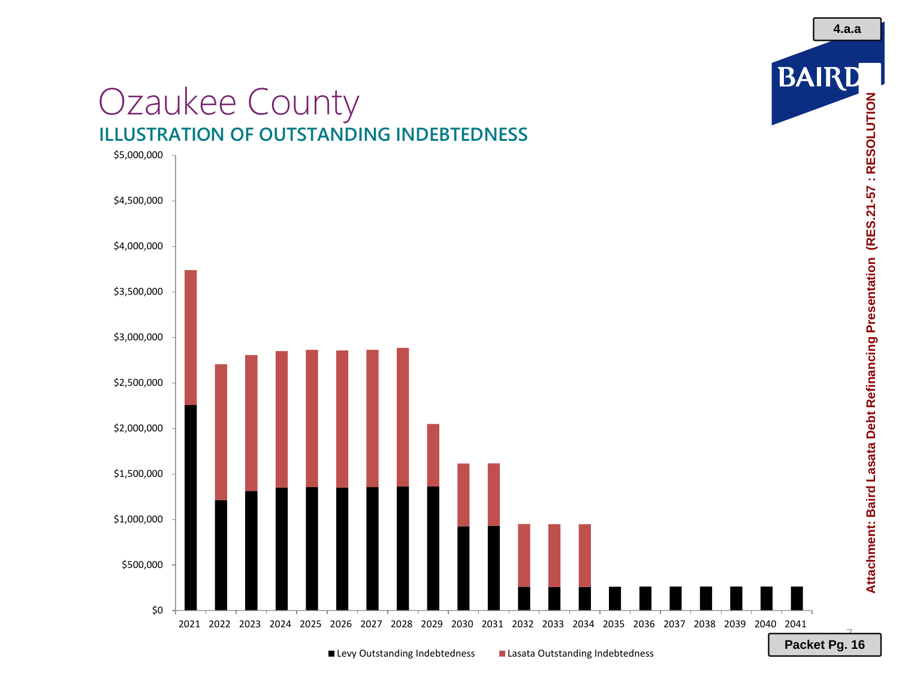# Ozaukee County

## ILLUSTRATION OF OUTSTANDING INDEBTEDNESS

$5,000,000
$4,500,000
$4,000,000
$3,500,000
$3,000,000
$2,500,000
$2,000,000
$1,500,000
$1,000,000
$500,000
$0

2021 2022 2023 2024 2025 2026 2027 2028 2029 2030 2031 2032 2033 2034 2035 2036 2037 2038 2039 2040 2041

Levy Outstanding Indebtedness
Lasata Outstanding Indebtedness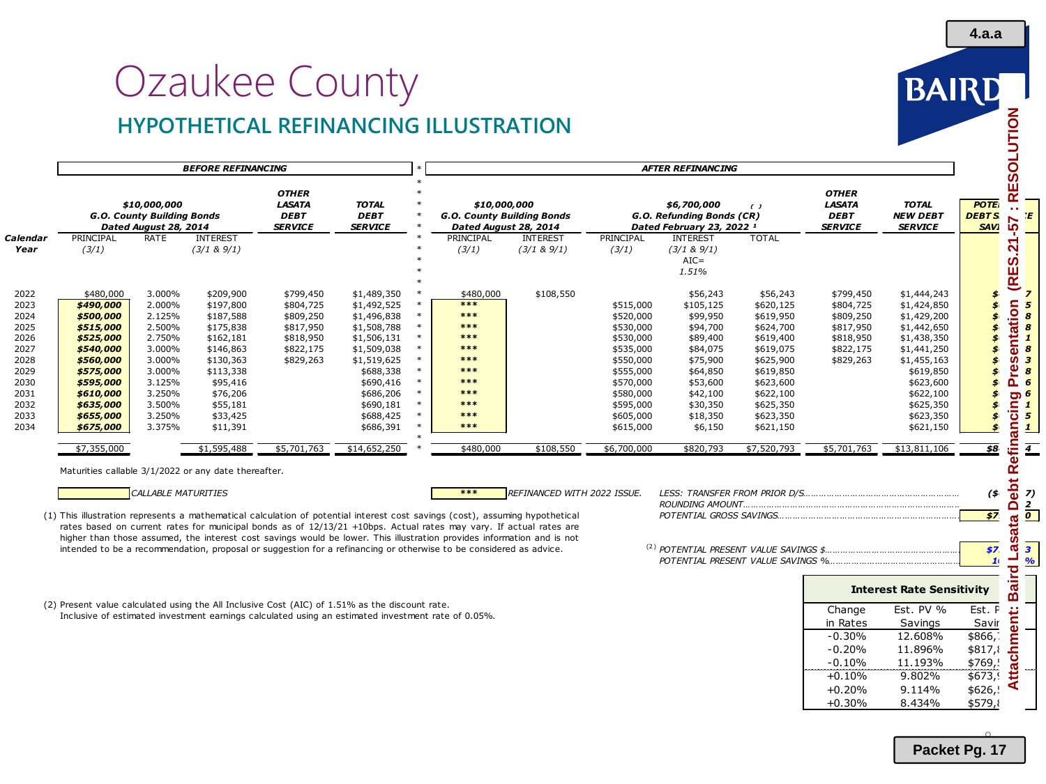# Ozaukee County

## HYPOTHETICAL REFINANCING ILLUSTRATION

| | BEFORE REFINANCING | | | | | AFTER REFINANCING | | | | | | | POTENTIAL DEBT SERVICE SAVINGS |
|---|---|---|---|---|---|---|---|---|---|---|---|---|---|
| | $10,000,000 G.O. County Building Bonds Dated August 28, 2014 | | | OTHER LASATA DEBT SERVICE | TOTAL DEBT SERVICE | $10,000,000 G.O. County Building Bonds Dated August 28, 2014 | | $6,700,000 G.O. Refunding Bonds (CR) Dated February 23, 2022 [1] | | ( ) | OTHER LASATA DEBT SERVICE | TOTAL NEW DEBT SERVICE | |
| Calendar Year | PRINCIPAL (3/1) | RATE | INTEREST (3/1 & 9/1) | | | PRINCIPAL (3/1) | INTEREST (3/1 & 9/1) | PRINCIPAL (3/1) | INTEREST (3/1 & 9/1) AIC= 1.51% | TOTAL | | | |
| 2022 | $480,000 | 3.000% | $209,900 | $799,450 | $1,489,350 | $480,000 | $108,550 | | $56,243 | $56,243 | $799,450 | $1,444,243 | $…7 |
| 2023 | ***$490,000*** | 2.000% | $197,800 | $804,725 | $1,492,525 | *** | | $515,000 | $105,125 | $620,125 | $804,725 | $1,424,850 | $…5 |
| 2024 | ***$500,000*** | 2.125% | $187,588 | $809,250 | $1,496,838 | *** | | $520,000 | $99,950 | $619,950 | $809,250 | $1,429,200 | $…8 |
| 2025 | ***$515,000*** | 2.500% | $175,838 | $817,950 | $1,508,788 | *** | | $530,000 | $94,700 | $624,700 | $817,950 | $1,442,650 | $…8 |
| 2026 | ***$525,000*** | 2.750% | $162,181 | $818,950 | $1,506,131 | *** | | $530,000 | $89,400 | $619,400 | $818,950 | $1,438,350 | $…1 |
| 2027 | ***$540,000*** | 3.000% | $146,863 | $822,175 | $1,509,038 | *** | | $535,000 | $84,075 | $619,075 | $822,175 | $1,441,250 | $…8 |
| 2028 | ***$560,000*** | 3.000% | $130,363 | $829,263 | $1,519,625 | *** | | $550,000 | $75,900 | $625,900 | $829,263 | $1,455,163 | $…3 |
| 2029 | ***$575,000*** | 3.000% | $113,338 | | $688,338 | *** | | $555,000 | $64,850 | $619,850 | | $619,850 | $…8 |
| 2030 | ***$595,000*** | 3.125% | $95,416 | | $690,416 | *** | | $570,000 | $53,600 | $623,600 | | $623,600 | $…6 |
| 2031 | ***$610,000*** | 3.250% | $76,206 | | $686,206 | *** | | $580,000 | $42,100 | $622,100 | | $622,100 | $…6 |
| 2032 | ***$635,000*** | 3.500% | $55,181 | | $690,181 | *** | | $595,000 | $30,350 | $625,350 | | $625,350 | $…1 |
| 2033 | ***$655,000*** | 3.250% | $33,425 | | $688,425 | *** | | $605,000 | $18,350 | $623,350 | | $623,350 | $…5 |
| 2034 | ***$675,000*** | 3.375% | $11,391 | | $686,391 | *** | | $615,000 | $6,150 | $621,150 | | $621,150 | $…1 |
| | $7,355,000 | | $1,595,488 | $5,701,763 | $14,652,250 | $480,000 | $108,550 | $6,700,000 | $820,793 | $7,520,793 | $5,701,763 | $13,811,106 | $8…4 |

Maturities callable 3/1/2022 or any date thereafter.

CALLABLE MATURITIES

*** REFINANCED WITH 2022 ISSUE.

| | |
|---|---|
| LESS: TRANSFER FROM PRIOR D/S | ($…7) |
| ROUNDING AMOUNT | …2 |
| POTENTIAL GROSS SAVINGS | $7…0 |
| [2] POTENTIAL PRESENT VALUE SAVINGS $ | $7…3 |
| POTENTIAL PRESENT VALUE SAVINGS % | 1…% |

(1) This illustration represents a mathematical calculation of potential interest cost savings (cost), assuming hypothetical rates based on current rates for municipal bonds as of 12/13/21 +10bps. Actual rates may vary. If actual rates are higher than those assumed, the interest cost savings would be lower. This illustration provides information and is not intended to be a recommendation, proposal or suggestion for a refinancing or otherwise to be considered as advice.

(2) Present value calculated using the All Inclusive Cost (AIC) of 1.51% as the discount rate.
Inclusive of estimated investment earnings calculated using an estimated investment rate of 0.05%.

**Interest Rate Sensitivity**

| Change in Rates | Est. PV % Savings | Est. PV Savings |
|---|---|---|
| -0.30% | 12.608% | $866,… |
| -0.20% | 11.896% | $817,… |
| -0.10% | 11.193% | $769,… |
| +0.10% | 9.802% | $673,… |
| +0.20% | 9.114% | $626,… |
| +0.30% | 8.434% | $579,… |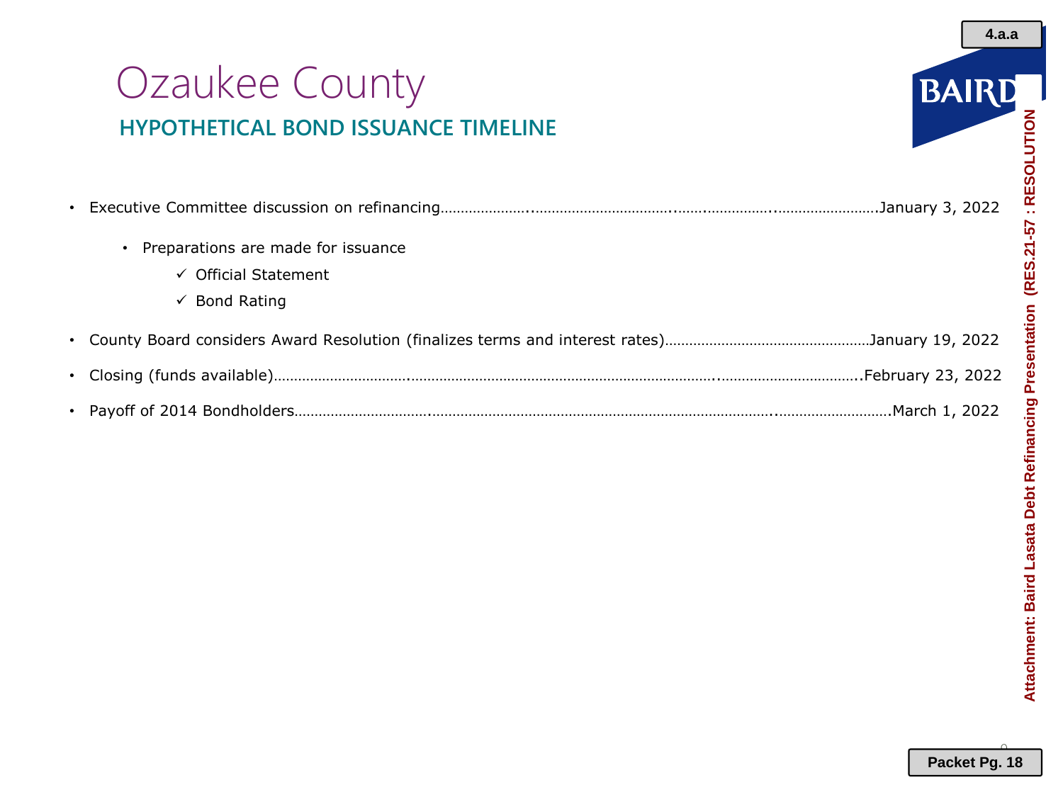# Ozaukee County

## HYPOTHETICAL BOND ISSUANCE TIMELINE

- Executive Committee discussion on refinancing……………………………………………………………January 3, 2022
  - Preparations are made for issuance
    - ✓ Official Statement
    - ✓ Bond Rating
- County Board considers Award Resolution (finalizes terms and interest rates)……………………………January 19, 2022
- Closing (funds available)……………………………………………………………………………………February 23, 2022
- Payoff of 2014 Bondholders…………………………………………………………………………………March 1, 2022